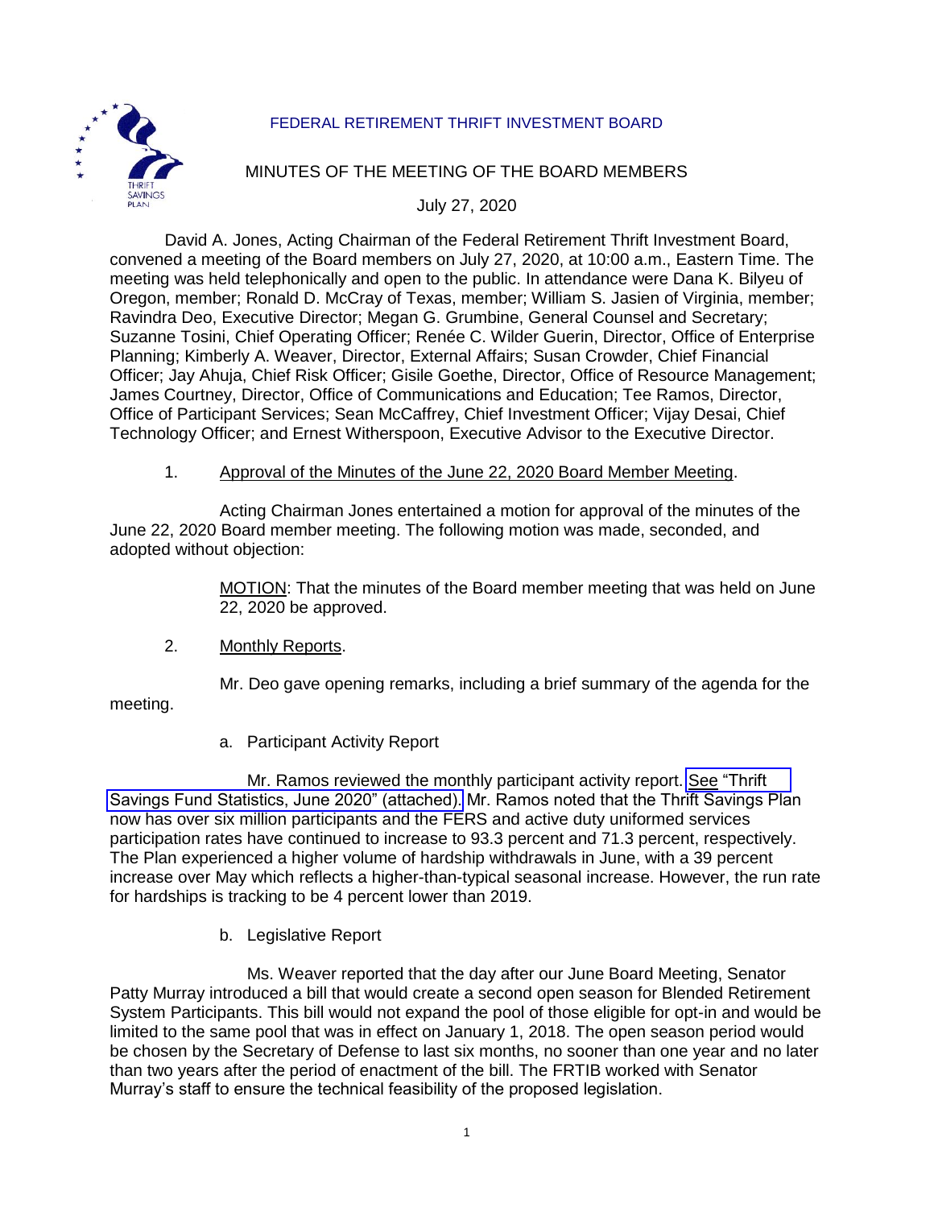FEDERAL RETIREMENT THRIFT INVESTMENT BOARD

MINUTES OF THE MEETING OF THE BOARD MEMBERS

July 27, 2020

David A. Jones, Acting Chairman of the Federal Retirement Thrift Investment Board, convened a meeting of the Board members on July 27, 2020, at 10:00 a.m., Eastern Time. The meeting was held telephonically and open to the public. In attendance were Dana K. Bilyeu of Oregon, member; Ronald D. McCray of Texas, member; William S. Jasien of Virginia, member; Ravindra Deo, Executive Director; Megan G. Grumbine, General Counsel and Secretary; Suzanne Tosini, Chief Operating Officer; Renée C. Wilder Guerin, Director, Office of Enterprise Planning; Kimberly A. Weaver, Director, External Affairs; Susan Crowder, Chief Financial Officer; Jay Ahuja, Chief Risk Officer; Gisile Goethe, Director, Office of Resource Management; James Courtney, Director, Office of Communications and Education; Tee Ramos, Director, Office of Participant Services; Sean McCaffrey, Chief Investment Officer; Vijay Desai, Chief Technology Officer; and Ernest Witherspoon, Executive Advisor to the Executive Director.

1. Approval of the Minutes of the June 22, 2020 Board Member Meeting.

Acting Chairman Jones entertained a motion for approval of the minutes of the June 22, 2020 Board member meeting. The following motion was made, seconded, and adopted without objection:

> MOTION: That the minutes of the Board member meeting that was held on June 22, 2020 be approved.

2. Monthly Reports.

Mr. Deo gave opening remarks, including a brief summary of the agenda for the meeting.

a. Participant Activity Report

Mr. Ramos reviewed the monthly participant activity report. See "Thrift Savings Fund Statistics, June 2020" (attached). Mr. Ramos noted that the Thrift Savings Plan now has over six million participants and the FERS and active duty uniformed services participation rates have continued to increase to 93.3 percent and 71.3 percent, respectively. The Plan experienced a higher volume of hardship withdrawals in June, with a 39 percent increase over May which reflects a higher-than-typical seasonal increase. However, the run rate for hardships is tracking to be 4 percent lower than 2019.

b. Legislative Report

Ms. Weaver reported that the day after our June Board Meeting, Senator Patty Murray introduced a bill that would create a second open season for Blended Retirement System Participants. This bill would not expand the pool of those eligible for opt-in and would be limited to the same pool that was in effect on January 1, 2018. The open season period would be chosen by the Secretary of Defense to last six months, no sooner than one year and no later than two years after the period of enactment of the bill. The FRTIB worked with Senator Murray's staff to ensure the technical feasibility of the proposed legislation.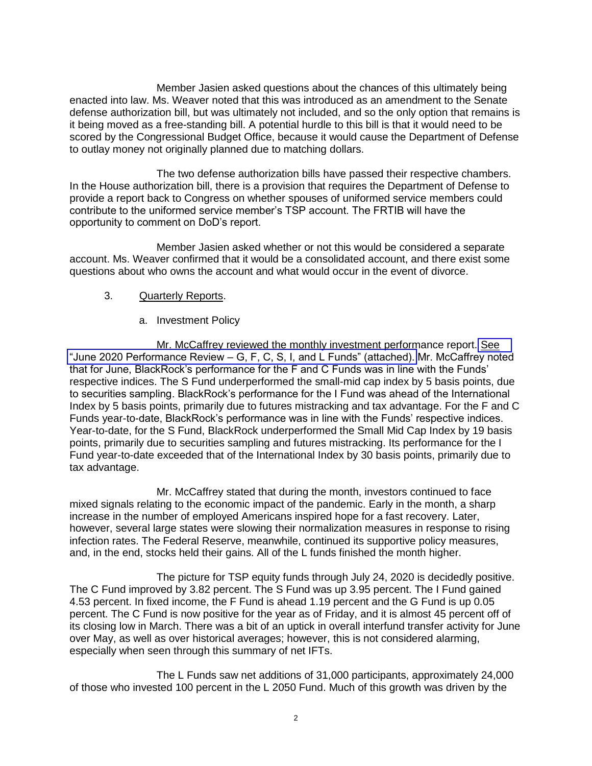Member Jasien asked questions about the chances of this ultimately being enacted into law. Ms. Weaver noted that this was introduced as an amendment to the Senate defense authorization bill, but was ultimately not included, and so the only option that remains is it being moved as a free-standing bill. A potential hurdle to this bill is that it would need to be scored by the Congressional Budget Office, because it would cause the Department of Defense to outlay money not originally planned due to matching dollars.

The two defense authorization bills have passed their respective chambers. In the House authorization bill, there is a provision that requires the Department of Defense to provide a report back to Congress on whether spouses of uniformed service members could contribute to the uniformed service member's TSP account. The FRTIB will have the opportunity to comment on DoD's report.

Member Jasien asked whether or not this would be considered a separate account. Ms. Weaver confirmed that it would be a consolidated account, and there exist some questions about who owns the account and what would occur in the event of divorce.

3. Quarterly Reports.

a. Investment Policy

Mr. McCaffrey reviewed the monthly investment performance report. See "June 2020 Performance Review – G, F, C, S, I, and L Funds" (attached). Mr. McCaffrey noted that for June, BlackRock's performance for the F and C Funds was in line with the Funds' respective indices. The S Fund underperformed the small-mid cap index by 5 basis points, due to securities sampling. BlackRock's performance for the I Fund was ahead of the International Index by 5 basis points, primarily due to futures mistracking and tax advantage. For the F and C Funds year-to-date, BlackRock's performance was in line with the Funds' respective indices. Year-to-date, for the S Fund, BlackRock underperformed the Small Mid Cap Index by 19 basis points, primarily due to securities sampling and futures mistracking. Its performance for the I Fund year-to-date exceeded that of the International Index by 30 basis points, primarily due to tax advantage.

Mr. McCaffrey stated that during the month, investors continued to face mixed signals relating to the economic impact of the pandemic. Early in the month, a sharp increase in the number of employed Americans inspired hope for a fast recovery. Later, however, several large states were slowing their normalization measures in response to rising infection rates. The Federal Reserve, meanwhile, continued its supportive policy measures, and, in the end, stocks held their gains. All of the L funds finished the month higher.

The picture for TSP equity funds through July 24, 2020 is decidedly positive. The C Fund improved by 3.82 percent. The S Fund was up 3.95 percent. The I Fund gained 4.53 percent. In fixed income, the F Fund is ahead 1.19 percent and the G Fund is up 0.05 percent. The C Fund is now positive for the year as of Friday, and it is almost 45 percent off of its closing low in March. There was a bit of an uptick in overall interfund transfer activity for June over May, as well as over historical averages; however, this is not considered alarming, especially when seen through this summary of net IFTs.

The L Funds saw net additions of 31,000 participants, approximately 24,000 of those who invested 100 percent in the L 2050 Fund. Much of this growth was driven by the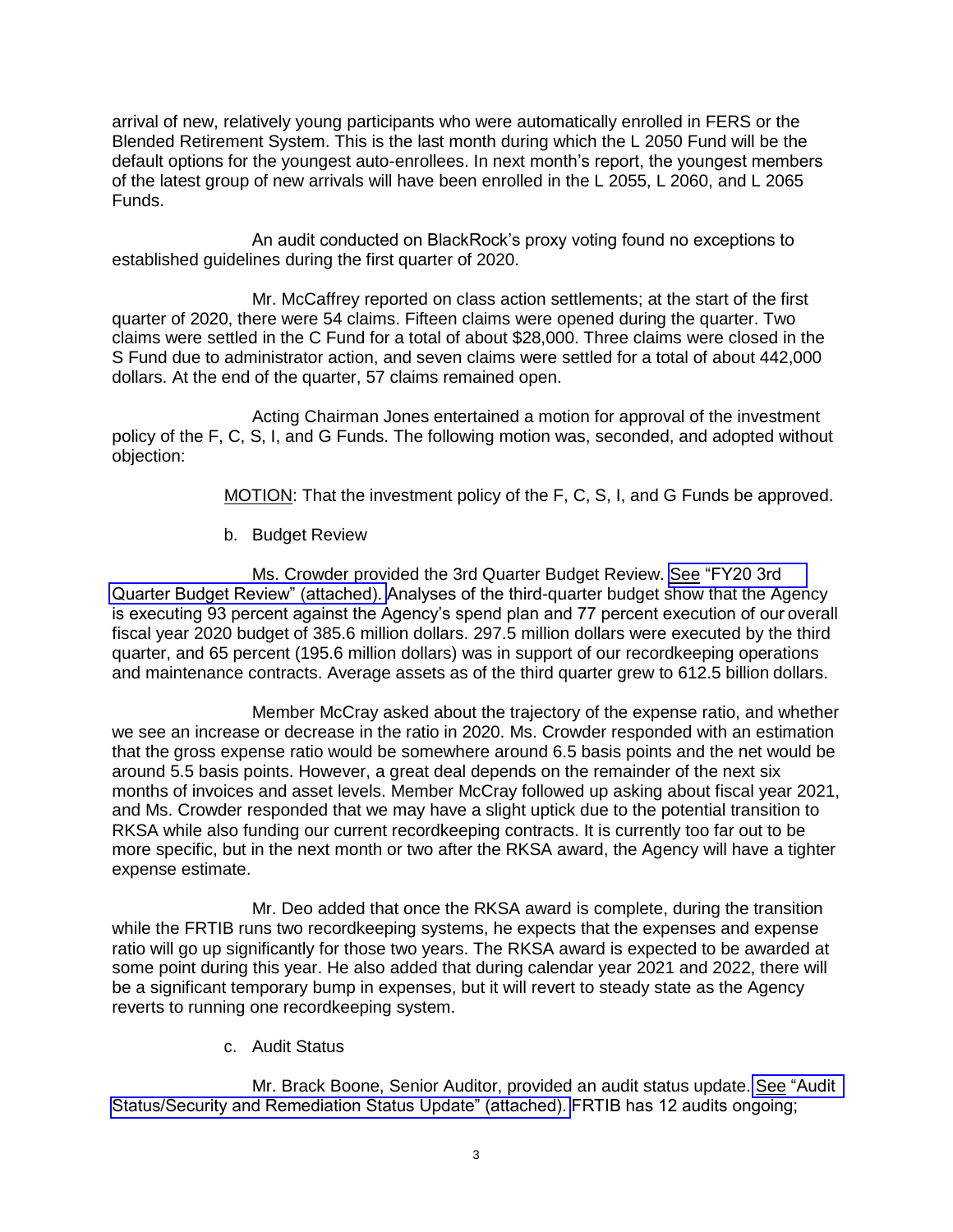arrival of new, relatively young participants who were automatically enrolled in FERS or the Blended Retirement System. This is the last month during which the L 2050 Fund will be the default options for the youngest auto-enrollees. In next month's report, the youngest members of the latest group of new arrivals will have been enrolled in the L 2055, L 2060, and L 2065 Funds.

An audit conducted on BlackRock's proxy voting found no exceptions to established guidelines during the first quarter of 2020.

Mr. McCaffrey reported on class action settlements; at the start of the first quarter of 2020, there were 54 claims. Fifteen claims were opened during the quarter. Two claims were settled in the C Fund for a total of about $28,000. Three claims were closed in the S Fund due to administrator action, and seven claims were settled for a total of about 442,000 dollars. At the end of the quarter, 57 claims remained open.

Acting Chairman Jones entertained a motion for approval of the investment policy of the F, C, S, I, and G Funds. The following motion was, seconded, and adopted without objection:

MOTION: That the investment policy of the F, C, S, I, and G Funds be approved.

b. Budget Review

Ms. Crowder provided the 3rd Quarter Budget Review. See "FY20 3rd Quarter Budget Review" (attached). Analyses of the third-quarter budget show that the Agency is executing 93 percent against the Agency's spend plan and 77 percent execution of our overall fiscal year 2020 budget of 385.6 million dollars. 297.5 million dollars were executed by the third quarter, and 65 percent (195.6 million dollars) was in support of our recordkeeping operations and maintenance contracts. Average assets as of the third quarter grew to 612.5 billion dollars.

Member McCray asked about the trajectory of the expense ratio, and whether we see an increase or decrease in the ratio in 2020. Ms. Crowder responded with an estimation that the gross expense ratio would be somewhere around 6.5 basis points and the net would be around 5.5 basis points. However, a great deal depends on the remainder of the next six months of invoices and asset levels. Member McCray followed up asking about fiscal year 2021, and Ms. Crowder responded that we may have a slight uptick due to the potential transition to RKSA while also funding our current recordkeeping contracts. It is currently too far out to be more specific, but in the next month or two after the RKSA award, the Agency will have a tighter expense estimate.

Mr. Deo added that once the RKSA award is complete, during the transition while the FRTIB runs two recordkeeping systems, he expects that the expenses and expense ratio will go up significantly for those two years. The RKSA award is expected to be awarded at some point during this year. He also added that during calendar year 2021 and 2022, there will be a significant temporary bump in expenses, but it will revert to steady state as the Agency reverts to running one recordkeeping system.

c. Audit Status

Mr. Brack Boone, Senior Auditor, provided an audit status update. See "Audit Status/Security and Remediation Status Update" (attached). FRTIB has 12 audits ongoing;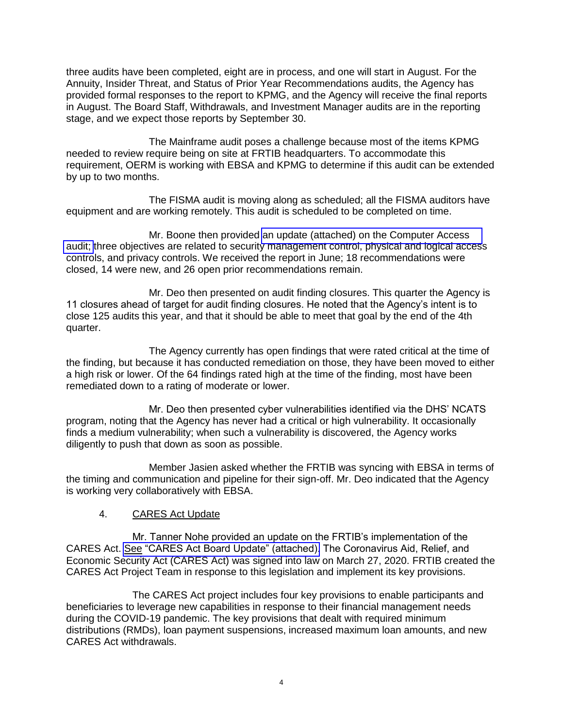three audits have been completed, eight are in process, and one will start in August. For the Annuity, Insider Threat, and Status of Prior Year Recommendations audits, the Agency has provided formal responses to the report to KPMG, and the Agency will receive the final reports in August. The Board Staff, Withdrawals, and Investment Manager audits are in the reporting stage, and we expect those reports by September 30.

The Mainframe audit poses a challenge because most of the items KPMG needed to review require being on site at FRTIB headquarters. To accommodate this requirement, OERM is working with EBSA and KPMG to determine if this audit can be extended by up to two months.

The FISMA audit is moving along as scheduled; all the FISMA auditors have equipment and are working remotely. This audit is scheduled to be completed on time.

Mr. Boone then provided an update (attached) on the Computer Access audit; three objectives are related to security management control, physical and logical access controls, and privacy controls. We received the report in June; 18 recommendations were closed, 14 were new, and 26 open prior recommendations remain.

Mr. Deo then presented on audit finding closures. This quarter the Agency is 11 closures ahead of target for audit finding closures. He noted that the Agency's intent is to close 125 audits this year, and that it should be able to meet that goal by the end of the 4th quarter.

The Agency currently has open findings that were rated critical at the time of the finding, but because it has conducted remediation on those, they have been moved to either a high risk or lower. Of the 64 findings rated high at the time of the finding, most have been remediated down to a rating of moderate or lower.

Mr. Deo then presented cyber vulnerabilities identified via the DHS' NCATS program, noting that the Agency has never had a critical or high vulnerability. It occasionally finds a medium vulnerability; when such a vulnerability is discovered, the Agency works diligently to push that down as soon as possible.

Member Jasien asked whether the FRTIB was syncing with EBSA in terms of the timing and communication and pipeline for their sign-off. Mr. Deo indicated that the Agency is working very collaboratively with EBSA.

4. <u>CARES Act Update</u>

Mr. Tanner Nohe provided an update on the FRTIB's implementation of the CARES Act. <u>See</u> "CARES Act Board Update" (attached). The Coronavirus Aid, Relief, and Economic Security Act (CARES Act) was signed into law on March 27, 2020. FRTIB created the CARES Act Project Team in response to this legislation and implement its key provisions.

The CARES Act project includes four key provisions to enable participants and beneficiaries to leverage new capabilities in response to their financial management needs during the COVID-19 pandemic. The key provisions that dealt with required minimum distributions (RMDs), loan payment suspensions, increased maximum loan amounts, and new CARES Act withdrawals.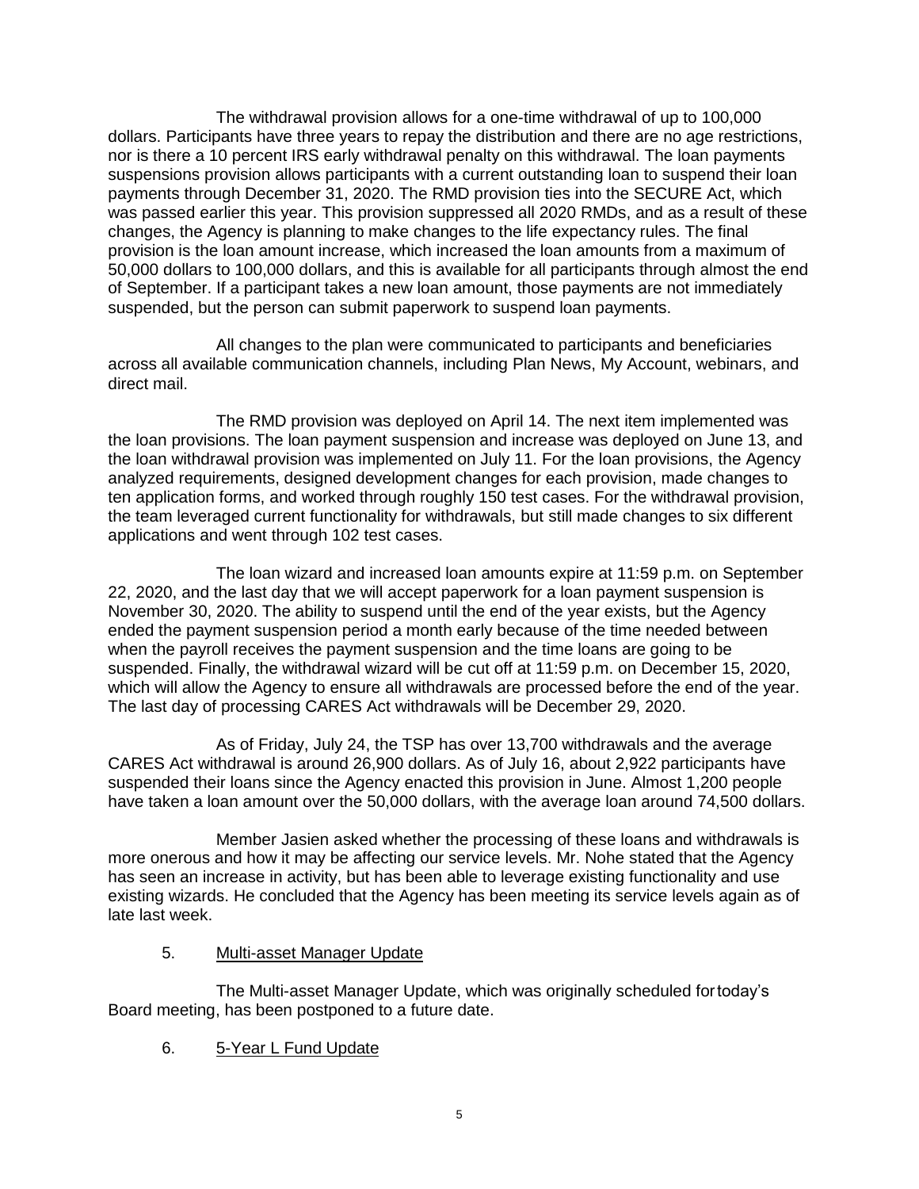The withdrawal provision allows for a one-time withdrawal of up to 100,000 dollars. Participants have three years to repay the distribution and there are no age restrictions, nor is there a 10 percent IRS early withdrawal penalty on this withdrawal. The loan payments suspensions provision allows participants with a current outstanding loan to suspend their loan payments through December 31, 2020. The RMD provision ties into the SECURE Act, which was passed earlier this year. This provision suppressed all 2020 RMDs, and as a result of these changes, the Agency is planning to make changes to the life expectancy rules. The final provision is the loan amount increase, which increased the loan amounts from a maximum of 50,000 dollars to 100,000 dollars, and this is available for all participants through almost the end of September. If a participant takes a new loan amount, those payments are not immediately suspended, but the person can submit paperwork to suspend loan payments.

All changes to the plan were communicated to participants and beneficiaries across all available communication channels, including Plan News, My Account, webinars, and direct mail.

The RMD provision was deployed on April 14. The next item implemented was the loan provisions. The loan payment suspension and increase was deployed on June 13, and the loan withdrawal provision was implemented on July 11. For the loan provisions, the Agency analyzed requirements, designed development changes for each provision, made changes to ten application forms, and worked through roughly 150 test cases. For the withdrawal provision, the team leveraged current functionality for withdrawals, but still made changes to six different applications and went through 102 test cases.

The loan wizard and increased loan amounts expire at 11:59 p.m. on September 22, 2020, and the last day that we will accept paperwork for a loan payment suspension is November 30, 2020. The ability to suspend until the end of the year exists, but the Agency ended the payment suspension period a month early because of the time needed between when the payroll receives the payment suspension and the time loans are going to be suspended. Finally, the withdrawal wizard will be cut off at 11:59 p.m. on December 15, 2020, which will allow the Agency to ensure all withdrawals are processed before the end of the year. The last day of processing CARES Act withdrawals will be December 29, 2020.

As of Friday, July 24, the TSP has over 13,700 withdrawals and the average CARES Act withdrawal is around 26,900 dollars. As of July 16, about 2,922 participants have suspended their loans since the Agency enacted this provision in June. Almost 1,200 people have taken a loan amount over the 50,000 dollars, with the average loan around 74,500 dollars.

Member Jasien asked whether the processing of these loans and withdrawals is more onerous and how it may be affecting our service levels. Mr. Nohe stated that the Agency has seen an increase in activity, but has been able to leverage existing functionality and use existing wizards. He concluded that the Agency has been meeting its service levels again as of late last week.

5. <u>Multi-asset Manager Update</u>

The Multi-asset Manager Update, which was originally scheduled for today's Board meeting, has been postponed to a future date.

6. <u>5-Year L Fund Update</u>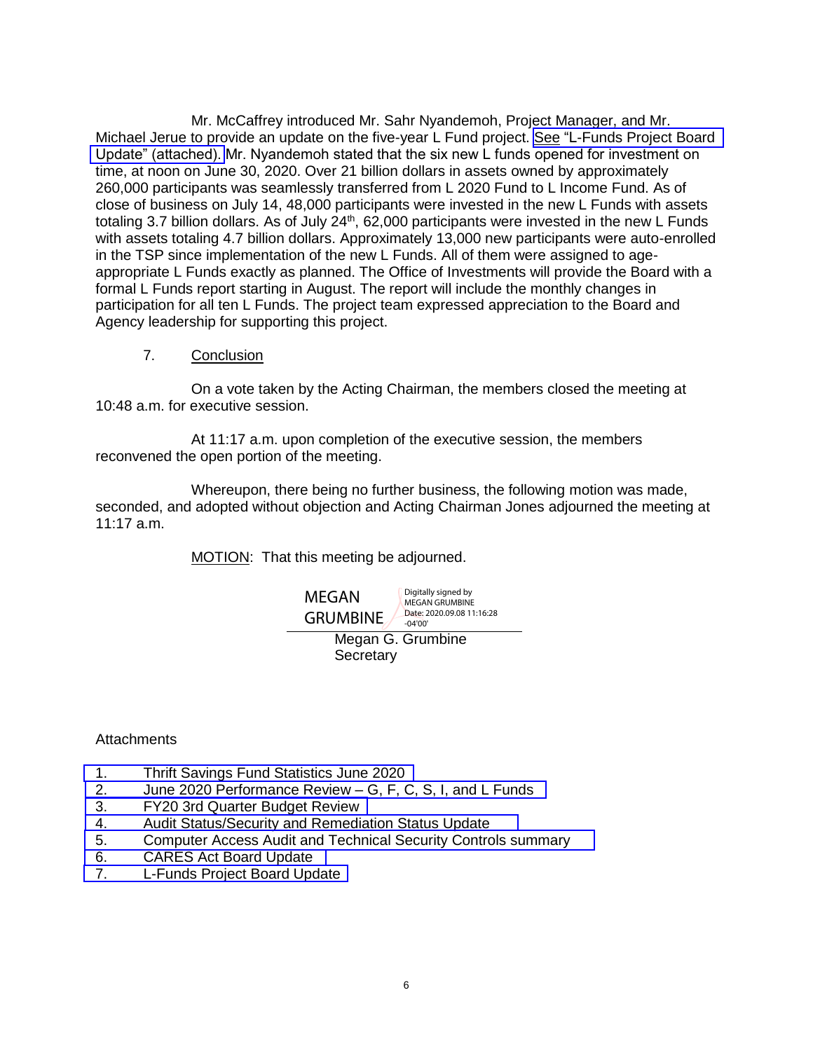Mr. McCaffrey introduced Mr. Sahr Nyandemoh, Project Manager, and Mr. Michael Jerue to provide an update on the five-year L Fund project. See "L-Funds Project Board Update" (attached). Mr. Nyandemoh stated that the six new L funds opened for investment on time, at noon on June 30, 2020. Over 21 billion dollars in assets owned by approximately 260,000 participants was seamlessly transferred from L 2020 Fund to L Income Fund. As of close of business on July 14, 48,000 participants were invested in the new L Funds with assets totaling 3.7 billion dollars. As of July 24th, 62,000 participants were invested in the new L Funds with assets totaling 4.7 billion dollars. Approximately 13,000 new participants were auto-enrolled in the TSP since implementation of the new L Funds. All of them were assigned to age-appropriate L Funds exactly as planned. The Office of Investments will provide the Board with a formal L Funds report starting in August. The report will include the monthly changes in participation for all ten L Funds. The project team expressed appreciation to the Board and Agency leadership for supporting this project.

7. Conclusion

On a vote taken by the Acting Chairman, the members closed the meeting at 10:48 a.m. for executive session.

At 11:17 a.m. upon completion of the executive session, the members reconvened the open portion of the meeting.

Whereupon, there being no further business, the following motion was made, seconded, and adopted without objection and Acting Chairman Jones adjourned the meeting at 11:17 a.m.

MOTION: That this meeting be adjourned.

MEGAN GRUMBINE
Digitally signed by MEGAN GRUMBINE
Date: 2020.09.08 11:16:28 -04'00'

Megan G. Grumbine
Secretary

Attachments

1. Thrift Savings Fund Statistics June 2020
2. June 2020 Performance Review – G, F, C, S, I, and L Funds
3. FY20 3rd Quarter Budget Review
4. Audit Status/Security and Remediation Status Update
5. Computer Access Audit and Technical Security Controls summary
6. CARES Act Board Update
7. L-Funds Project Board Update